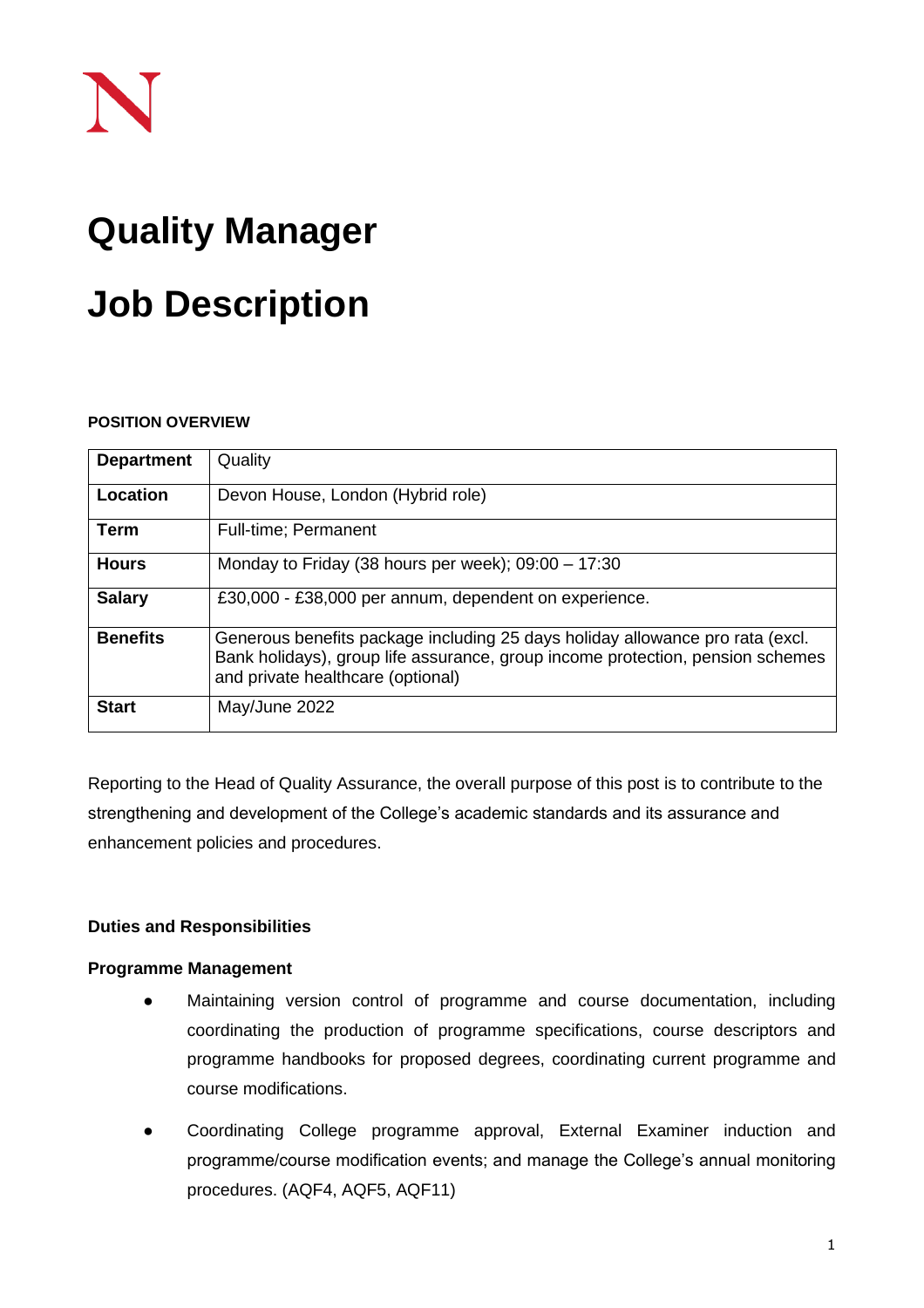# Quality Manager

# Job Description

**POSITION OVERVIEW**

| **Department** | Quality |
|---|---|
| **Location** | Devon House, London (Hybrid role) |
| **Term** | Full-time; Permanent |
| **Hours** | Monday to Friday (38 hours per week); 09:00 – 17:30 |
| **Salary** | £30,000 - £38,000 per annum, dependent on experience. |
| **Benefits** | Generous benefits package including 25 days holiday allowance pro rata (excl. Bank holidays), group life assurance, group income protection, pension schemes and private healthcare (optional) |
| **Start** | May/June 2022 |

Reporting to the Head of Quality Assurance, the overall purpose of this post is to contribute to the strengthening and development of the College's academic standards and its assurance and enhancement policies and procedures.

**Duties and Responsibilities**

**Programme Management**

- Maintaining version control of programme and course documentation, including coordinating the production of programme specifications, course descriptors and programme handbooks for proposed degrees, coordinating current programme and course modifications.
- Coordinating College programme approval, External Examiner induction and programme/course modification events; and manage the College's annual monitoring procedures. (AQF4, AQF5, AQF11)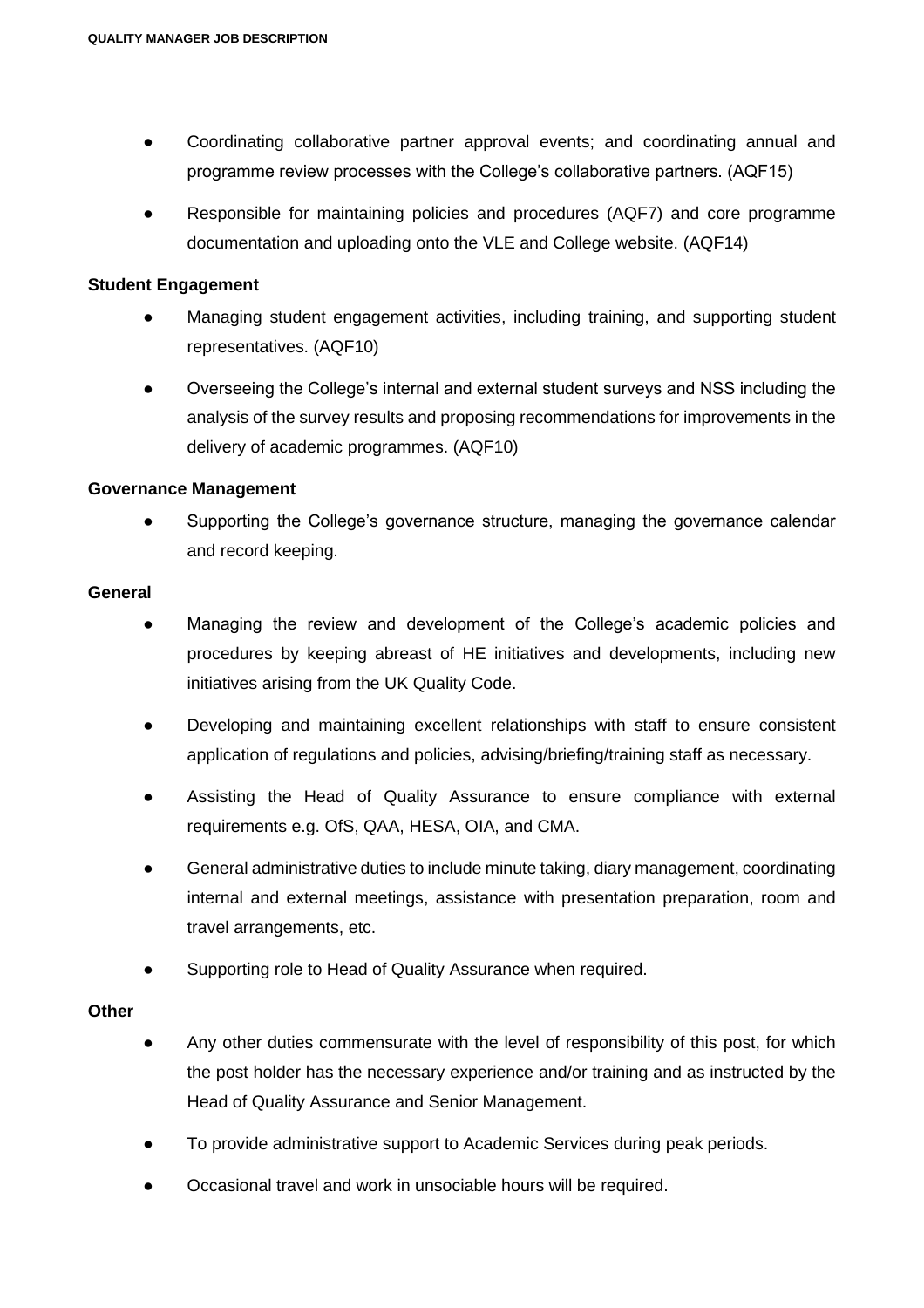- Coordinating collaborative partner approval events; and coordinating annual and programme review processes with the College's collaborative partners. (AQF15)
- Responsible for maintaining policies and procedures (AQF7) and core programme documentation and uploading onto the VLE and College website. (AQF14)

**Student Engagement**

- Managing student engagement activities, including training, and supporting student representatives. (AQF10)
- Overseeing the College's internal and external student surveys and NSS including the analysis of the survey results and proposing recommendations for improvements in the delivery of academic programmes. (AQF10)

**Governance Management**

- Supporting the College's governance structure, managing the governance calendar and record keeping.

**General**

- Managing the review and development of the College's academic policies and procedures by keeping abreast of HE initiatives and developments, including new initiatives arising from the UK Quality Code.
- Developing and maintaining excellent relationships with staff to ensure consistent application of regulations and policies, advising/briefing/training staff as necessary.
- Assisting the Head of Quality Assurance to ensure compliance with external requirements e.g. OfS, QAA, HESA, OIA, and CMA.
- General administrative duties to include minute taking, diary management, coordinating internal and external meetings, assistance with presentation preparation, room and travel arrangements, etc.
- Supporting role to Head of Quality Assurance when required.

**Other**

- Any other duties commensurate with the level of responsibility of this post, for which the post holder has the necessary experience and/or training and as instructed by the Head of Quality Assurance and Senior Management.
- To provide administrative support to Academic Services during peak periods.
- Occasional travel and work in unsociable hours will be required.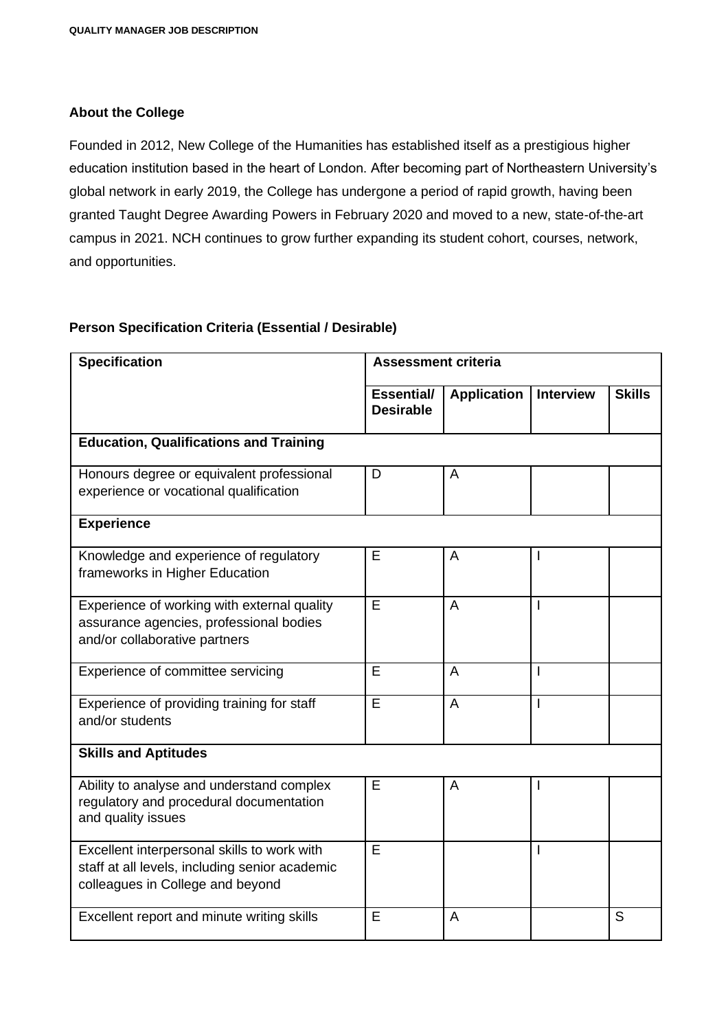## About the College

Founded in 2012, New College of the Humanities has established itself as a prestigious higher education institution based in the heart of London. After becoming part of Northeastern University's global network in early 2019, the College has undergone a period of rapid growth, having been granted Taught Degree Awarding Powers in February 2020 and moved to a new, state-of-the-art campus in 2021. NCH continues to grow further expanding its student cohort, courses, network, and opportunities.

## Person Specification Criteria (Essential / Desirable)

| **Specification** | **Assessment criteria** | | | |
|---|---|---|---|---|
| | **Essential/ Desirable** | **Application** | **Interview** | **Skills** |
| **Education, Qualifications and Training** | | | | |
| Honours degree or equivalent professional experience or vocational qualification | D | A | | |
| **Experience** | | | | |
| Knowledge and experience of regulatory frameworks in Higher Education | E | A | I | |
| Experience of working with external quality assurance agencies, professional bodies and/or collaborative partners | E | A | I | |
| Experience of committee servicing | E | A | I | |
| Experience of providing training for staff and/or students | E | A | I | |
| **Skills and Aptitudes** | | | | |
| Ability to analyse and understand complex regulatory and procedural documentation and quality issues | E | A | I | |
| Excellent interpersonal skills to work with staff at all levels, including senior academic colleagues in College and beyond | E | | I | |
| Excellent report and minute writing skills | E | A | | S |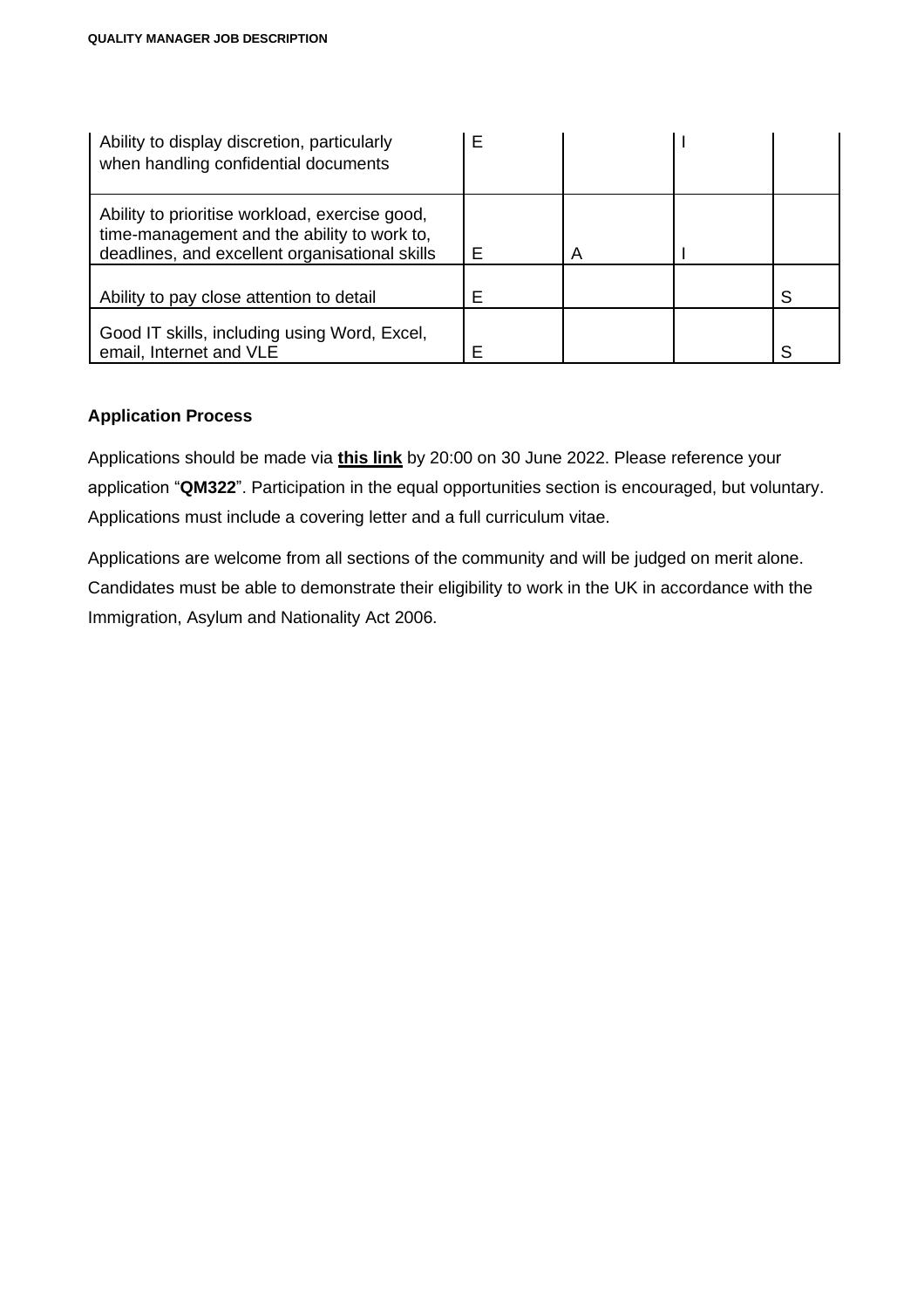| | | | | |
|---|---|---|---|---|
| Ability to display discretion, particularly when handling confidential documents | E | | I | |
| Ability to prioritise workload, exercise good, time-management and the ability to work to, deadlines, and excellent organisational skills | E | A | I | |
| Ability to pay close attention to detail | E | | | S |
| Good IT skills, including using Word, Excel, email, Internet and VLE | E | | | S |

**Application Process**

Applications should be made via **this link** by 20:00 on 30 June 2022. Please reference your application "**QM322**". Participation in the equal opportunities section is encouraged, but voluntary. Applications must include a covering letter and a full curriculum vitae.

Applications are welcome from all sections of the community and will be judged on merit alone. Candidates must be able to demonstrate their eligibility to work in the UK in accordance with the Immigration, Asylum and Nationality Act 2006.